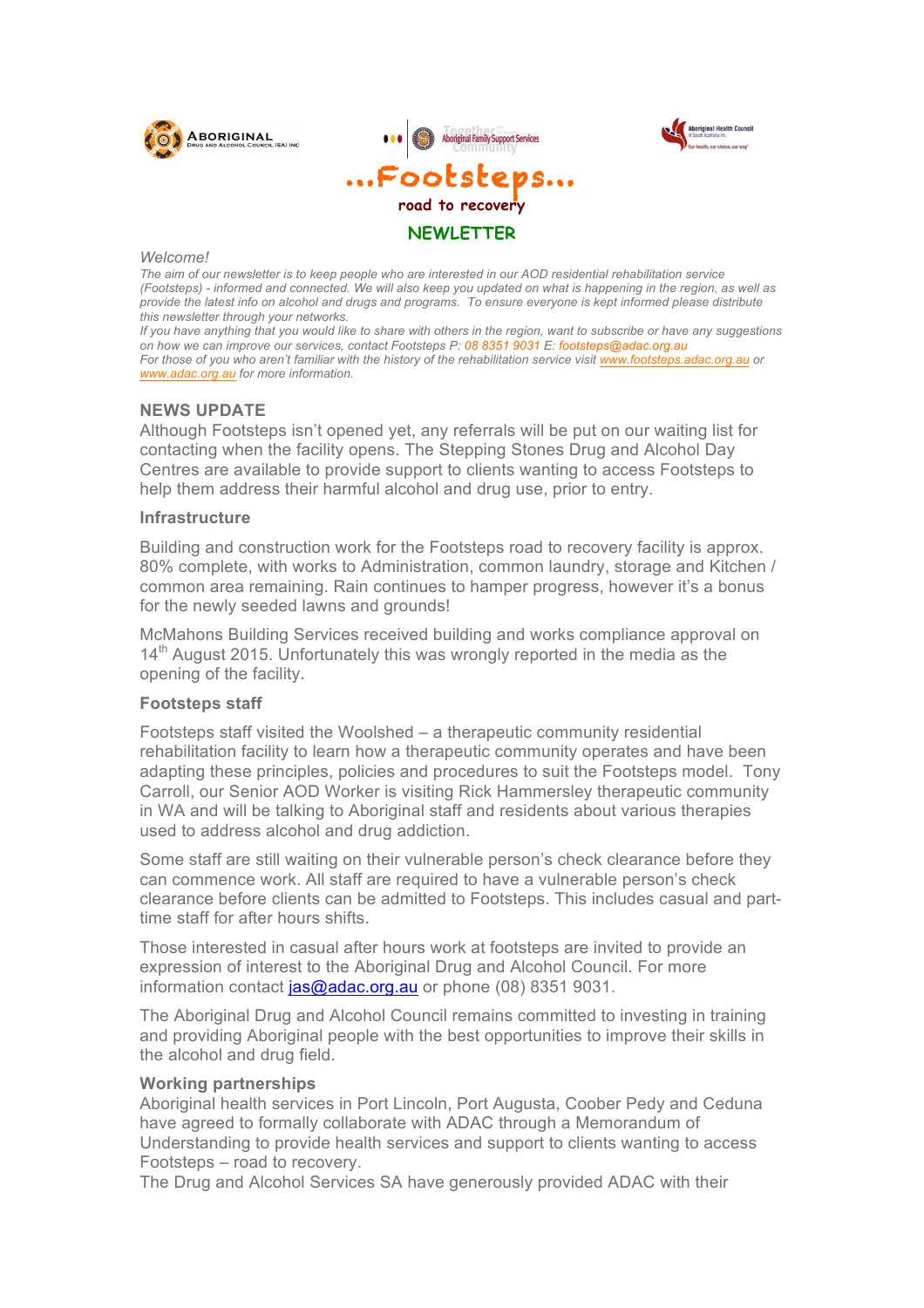# ...Footsteps...

road to recovery

## NEWLETTER

*Welcome!*

*The aim of our newsletter is to keep people who are interested in our AOD residential rehabilitation service (Footsteps) - informed and connected. We will also keep you updated on what is happening in the region, as well as provide the latest info on alcohol and drugs and programs. To ensure everyone is kept informed please distribute this newsletter through your networks.*

*If you have anything that you would like to share with others in the region, want to subscribe or have any suggestions on how we can improve our services, contact Footsteps P: 08 8351 9031 E: footsteps@adac.org.au*

*For those of you who aren't familiar with the history of the rehabilitation service visit www.footsteps.adac.org.au or www.adac.org.au for more information.*

## NEWS UPDATE

Although Footsteps isn't opened yet, any referrals will be put on our waiting list for contacting when the facility opens. The Stepping Stones Drug and Alcohol Day Centres are available to provide support to clients wanting to access Footsteps to help them address their harmful alcohol and drug use, prior to entry.

### Infrastructure

Building and construction work for the Footsteps road to recovery facility is approx. 80% complete, with works to Administration, common laundry, storage and Kitchen / common area remaining. Rain continues to hamper progress, however it's a bonus for the newly seeded lawns and grounds!

McMahons Building Services received building and works compliance approval on 14th August 2015. Unfortunately this was wrongly reported in the media as the opening of the facility.

### Footsteps staff

Footsteps staff visited the Woolshed – a therapeutic community residential rehabilitation facility to learn how a therapeutic community operates and have been adapting these principles, policies and procedures to suit the Footsteps model. Tony Carroll, our Senior AOD Worker is visiting Rick Hammersley therapeutic community in WA and will be talking to Aboriginal staff and residents about various therapies used to address alcohol and drug addiction.

Some staff are still waiting on their vulnerable person's check clearance before they can commence work. All staff are required to have a vulnerable person's check clearance before clients can be admitted to Footsteps. This includes casual and part-time staff for after hours shifts.

Those interested in casual after hours work at footsteps are invited to provide an expression of interest to the Aboriginal Drug and Alcohol Council. For more information contact jas@adac.org.au or phone (08) 8351 9031.

The Aboriginal Drug and Alcohol Council remains committed to investing in training and providing Aboriginal people with the best opportunities to improve their skills in the alcohol and drug field.

### Working partnerships

Aboriginal health services in Port Lincoln, Port Augusta, Coober Pedy and Ceduna have agreed to formally collaborate with ADAC through a Memorandum of Understanding to provide health services and support to clients wanting to access Footsteps – road to recovery.

The Drug and Alcohol Services SA have generously provided ADAC with their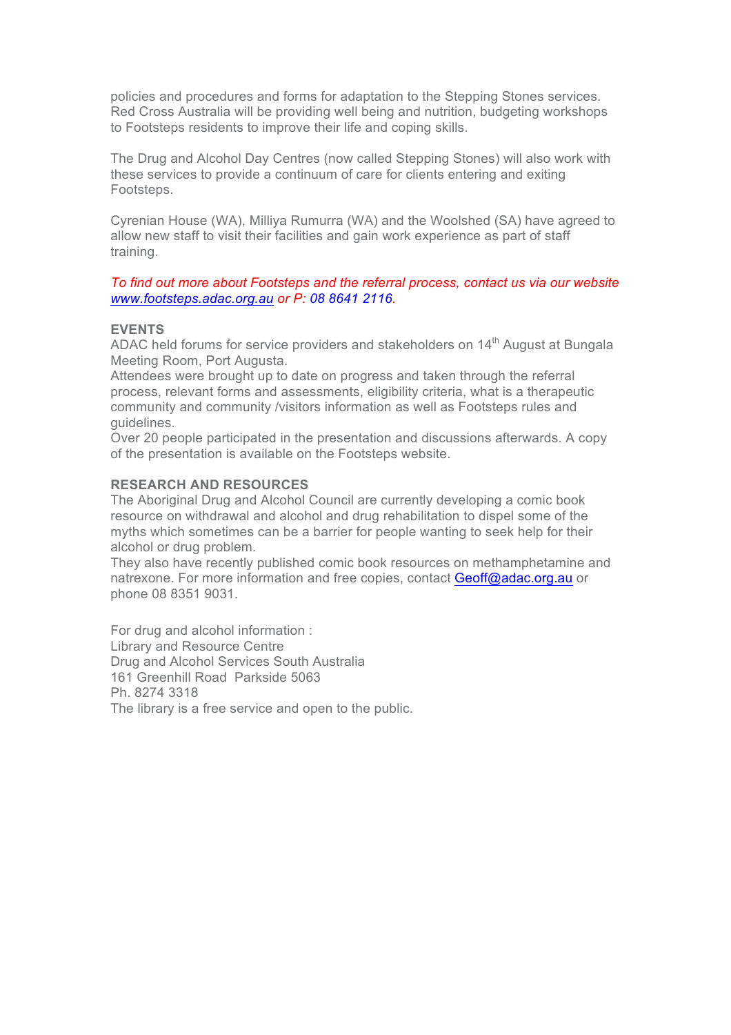policies and procedures and forms for adaptation to the Stepping Stones services. Red Cross Australia will be providing well being and nutrition, budgeting workshops to Footsteps residents to improve their life and coping skills.

The Drug and Alcohol Day Centres (now called Stepping Stones) will also work with these services to provide a continuum of care for clients entering and exiting Footsteps.

Cyrenian House (WA), Milliya Rumurra (WA) and the Woolshed (SA) have agreed to allow new staff to visit their facilities and gain work experience as part of staff training.

*To find out more about Footsteps and the referral process, contact us via our website [www.footsteps.adac.org.au](http://www.footsteps.adac.org.au) or P: 08 8641 2116.*

**EVENTS**

ADAC held forums for service providers and stakeholders on 14th August at Bungala Meeting Room, Port Augusta.

Attendees were brought up to date on progress and taken through the referral process, relevant forms and assessments, eligibility criteria, what is a therapeutic community and community /visitors information as well as Footsteps rules and guidelines.

Over 20 people participated in the presentation and discussions afterwards. A copy of the presentation is available on the Footsteps website.

**RESEARCH AND RESOURCES**

The Aboriginal Drug and Alcohol Council are currently developing a comic book resource on withdrawal and alcohol and drug rehabilitation to dispel some of the myths which sometimes can be a barrier for people wanting to seek help for their alcohol or drug problem.

They also have recently published comic book resources on methamphetamine and natrexone. For more information and free copies, contact [Geoff@adac.org.au](mailto:Geoff@adac.org.au) or phone 08 8351 9031.

For drug and alcohol information :  
Library and Resource Centre  
Drug and Alcohol Services South Australia  
161 Greenhill Road  Parkside 5063  
Ph. 8274 3318  
The library is a free service and open to the public.